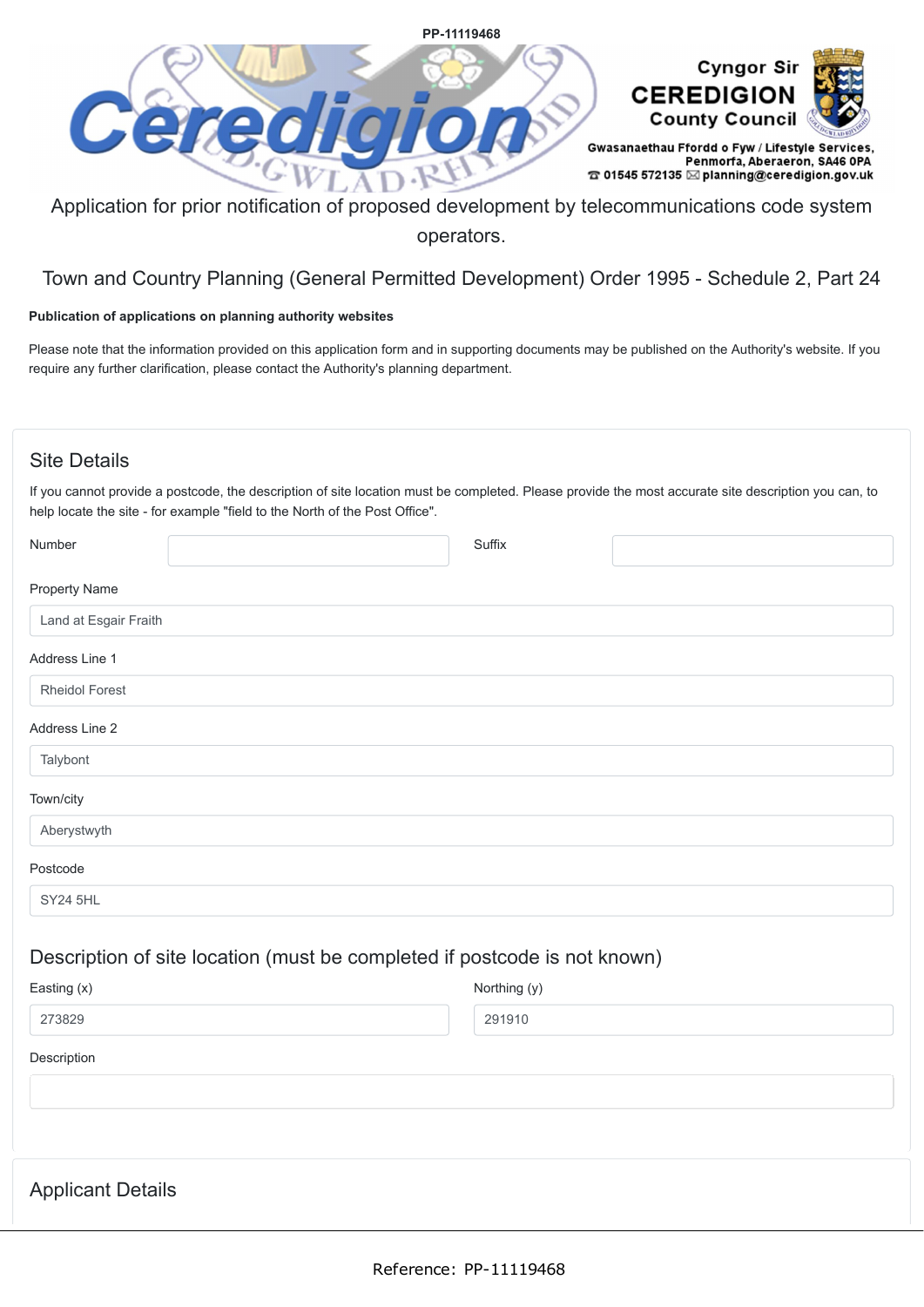Cyngor Sir CEREDIGION County Council

Gwasanaethau Ffordd o Fyw / Lifestyle Services,
Penmorfa, Aberaeron, SA46 0PA
☎ 01545 572135 ✉ planning@ceredigion.gov.uk

# Application for prior notification of proposed development by telecommunications code system operators.

## Town and Country Planning (General Permitted Development) Order 1995 - Schedule 2, Part 24

**Publication of applications on planning authority websites**

Please note that the information provided on this application form and in supporting documents may be published on the Authority's website. If you require any further clarification, please contact the Authority's planning department.

## Site Details

If you cannot provide a postcode, the description of site location must be completed. Please provide the most accurate site description you can, to help locate the site - for example "field to the North of the Post Office".

Number:

Suffix:

Property Name: Land at Esgair Fraith

Address Line 1: Rheidol Forest

Address Line 2: Talybont

Town/city: Aberystwyth

Postcode: SY24 5HL

### Description of site location (must be completed if postcode is not known)

Easting (x): 273829

Northing (y): 291910

Description:

## Applicant Details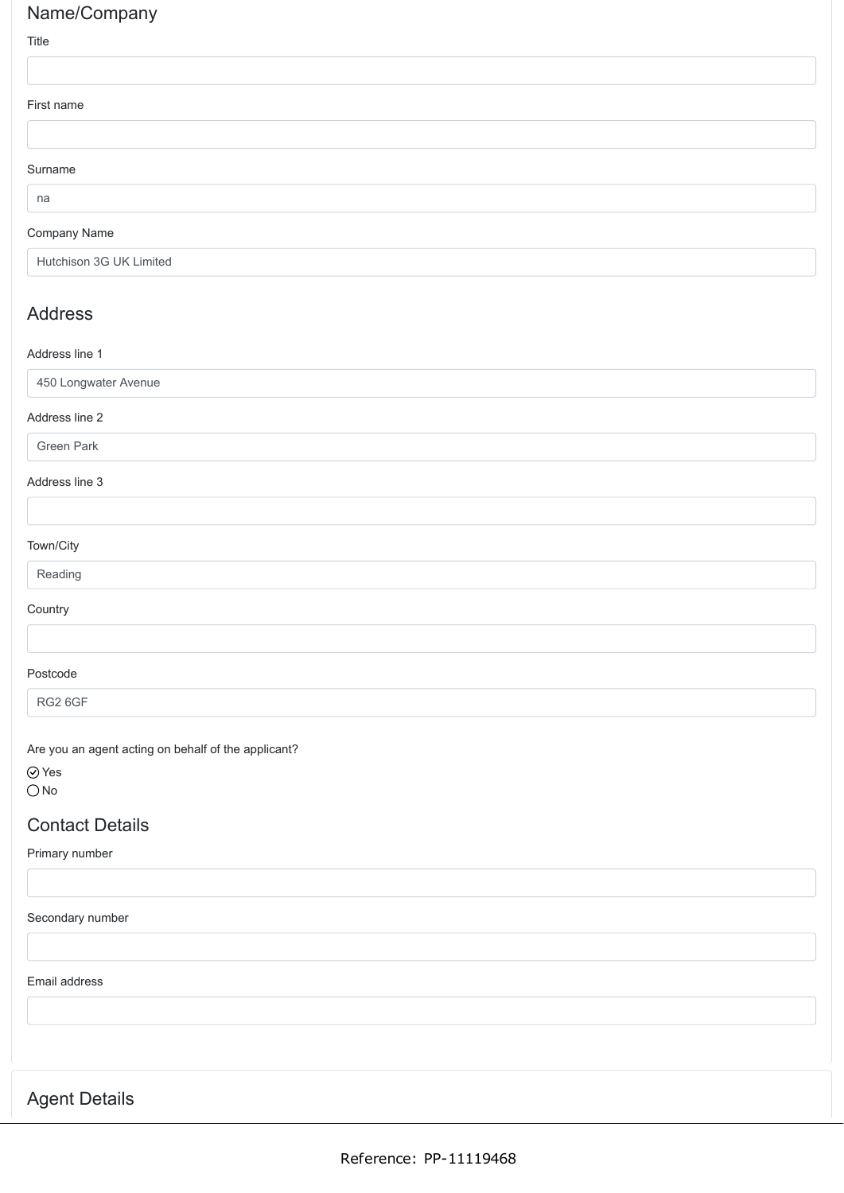## Name/Company

Title

First name

Surname

na

Company Name

Hutchison 3G UK Limited

## Address

Address line 1

450 Longwater Avenue

Address line 2

Green Park

Address line 3

Town/City

Reading

Country

Postcode

RG2 6GF

Are you an agent acting on behalf of the applicant?

- ☑ Yes
- ○ No

## Contact Details

Primary number

Secondary number

Email address

## Agent Details

Reference: PP-11119468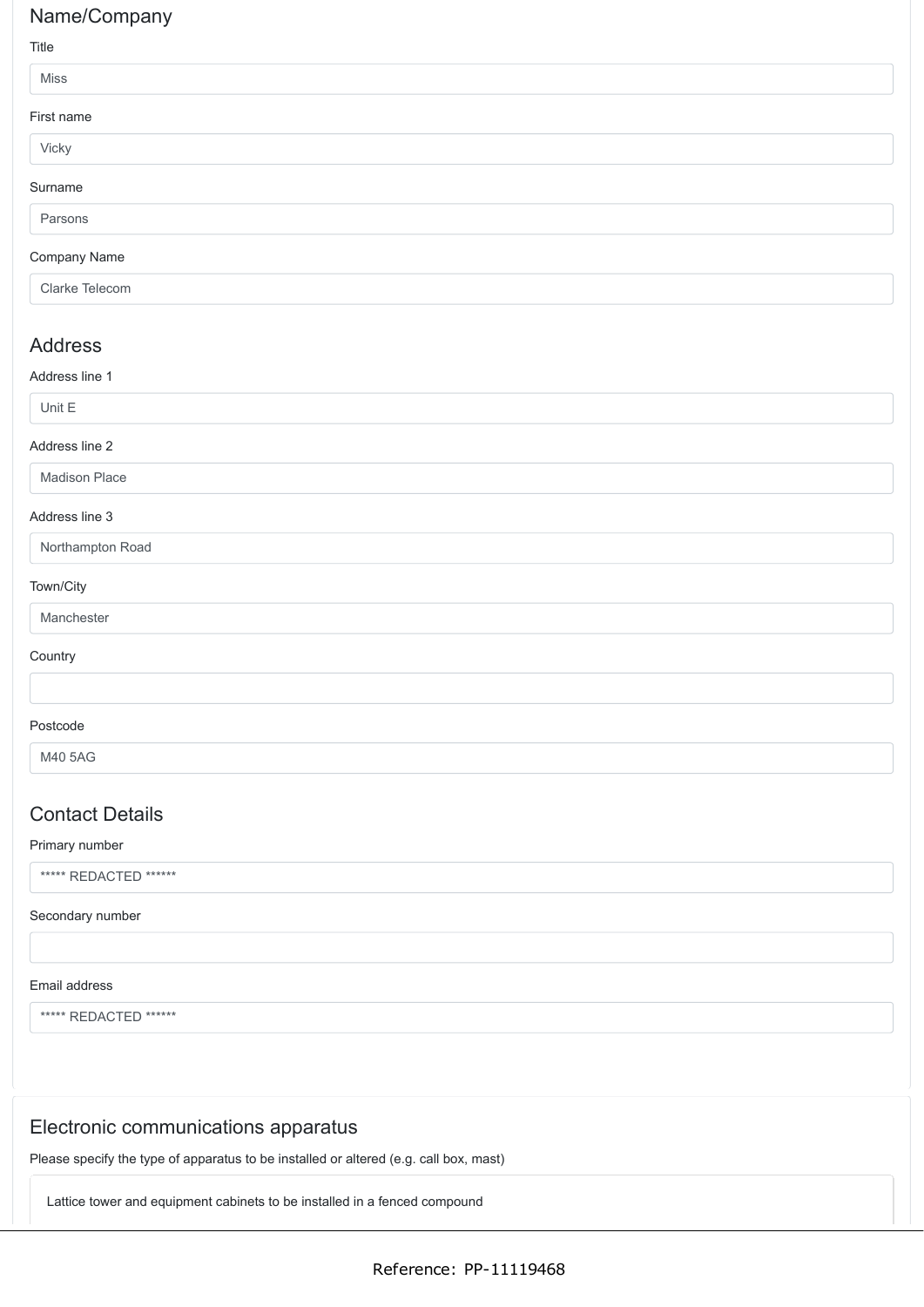## Name/Company

Title

Miss

First name

Vicky

Surname

Parsons

Company Name

Clarke Telecom

## Address

Address line 1

Unit E

Address line 2

Madison Place

Address line 3

Northampton Road

Town/City

Manchester

Country

Postcode

M40 5AG

## Contact Details

Primary number

***** REDACTED ******

Secondary number

Email address

***** REDACTED ******

## Electronic communications apparatus

Please specify the type of apparatus to be installed or altered (e.g. call box, mast)

Lattice tower and equipment cabinets to be installed in a fenced compound

Reference: PP-11119468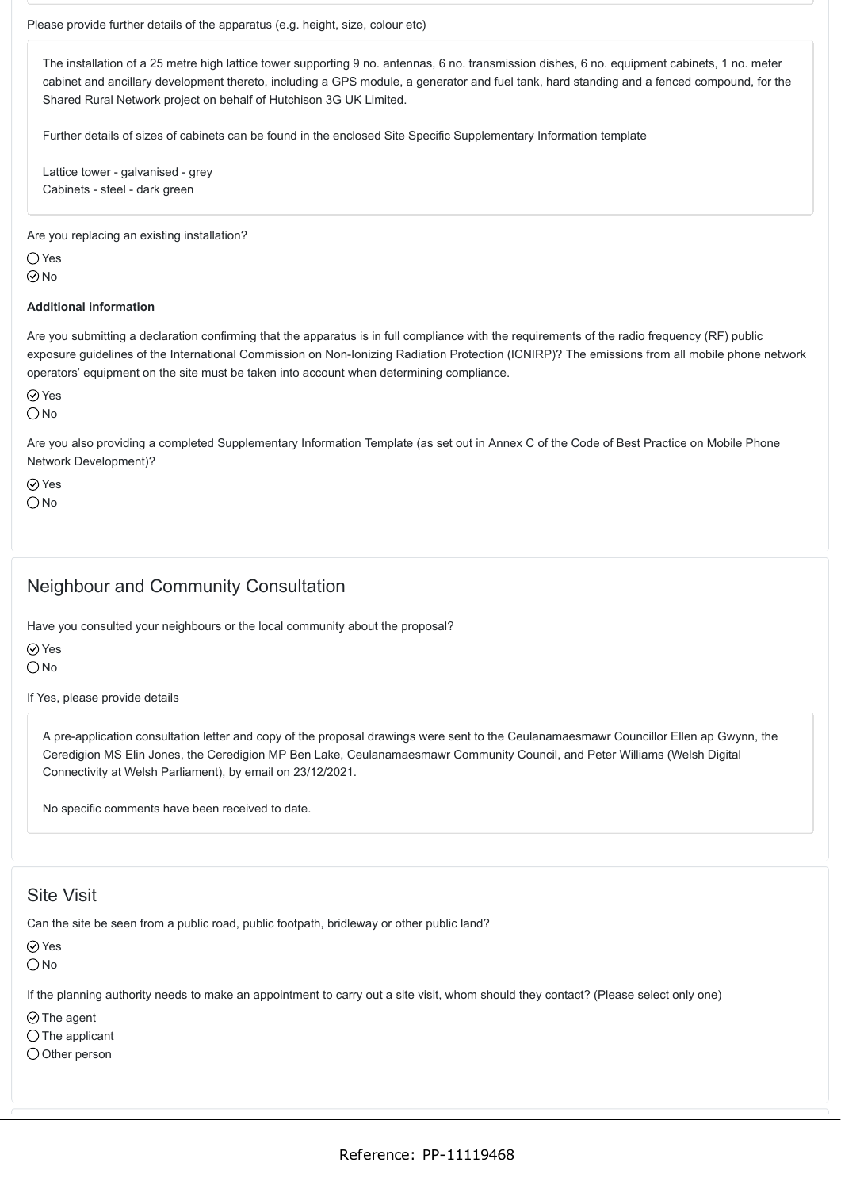Please provide further details of the apparatus (e.g. height, size, colour etc)

> The installation of a 25 metre high lattice tower supporting 9 no. antennas, 6 no. transmission dishes, 6 no. equipment cabinets, 1 no. meter cabinet and ancillary development thereto, including a GPS module, a generator and fuel tank, hard standing and a fenced compound, for the Shared Rural Network project on behalf of Hutchison 3G UK Limited.
>
> Further details of sizes of cabinets can be found in the enclosed Site Specific Supplementary Information template
>
> Lattice tower - galvanised - grey
> Cabinets - steel - dark green

Are you replacing an existing installation?

- ◯ Yes
- ⊘ No

**Additional information**

Are you submitting a declaration confirming that the apparatus is in full compliance with the requirements of the radio frequency (RF) public exposure guidelines of the International Commission on Non-Ionizing Radiation Protection (ICNIRP)? The emissions from all mobile phone network operators' equipment on the site must be taken into account when determining compliance.

- ⊘ Yes
- ◯ No

Are you also providing a completed Supplementary Information Template (as set out in Annex C of the Code of Best Practice on Mobile Phone Network Development)?

- ⊘ Yes
- ◯ No

## Neighbour and Community Consultation

Have you consulted your neighbours or the local community about the proposal?

- ⊘ Yes
- ◯ No

If Yes, please provide details

> A pre-application consultation letter and copy of the proposal drawings were sent to the Ceulanamaesmawr Councillor Ellen ap Gwynn, the Ceredigion MS Elin Jones, the Ceredigion MP Ben Lake, Ceulanamaesmawr Community Council, and Peter Williams (Welsh Digital Connectivity at Welsh Parliament), by email on 23/12/2021.
>
> No specific comments have been received to date.

## Site Visit

Can the site be seen from a public road, public footpath, bridleway or other public land?

- ⊘ Yes
- ◯ No

If the planning authority needs to make an appointment to carry out a site visit, whom should they contact? (Please select only one)

- ⊘ The agent
- ◯ The applicant
- ◯ Other person

Reference: PP-11119468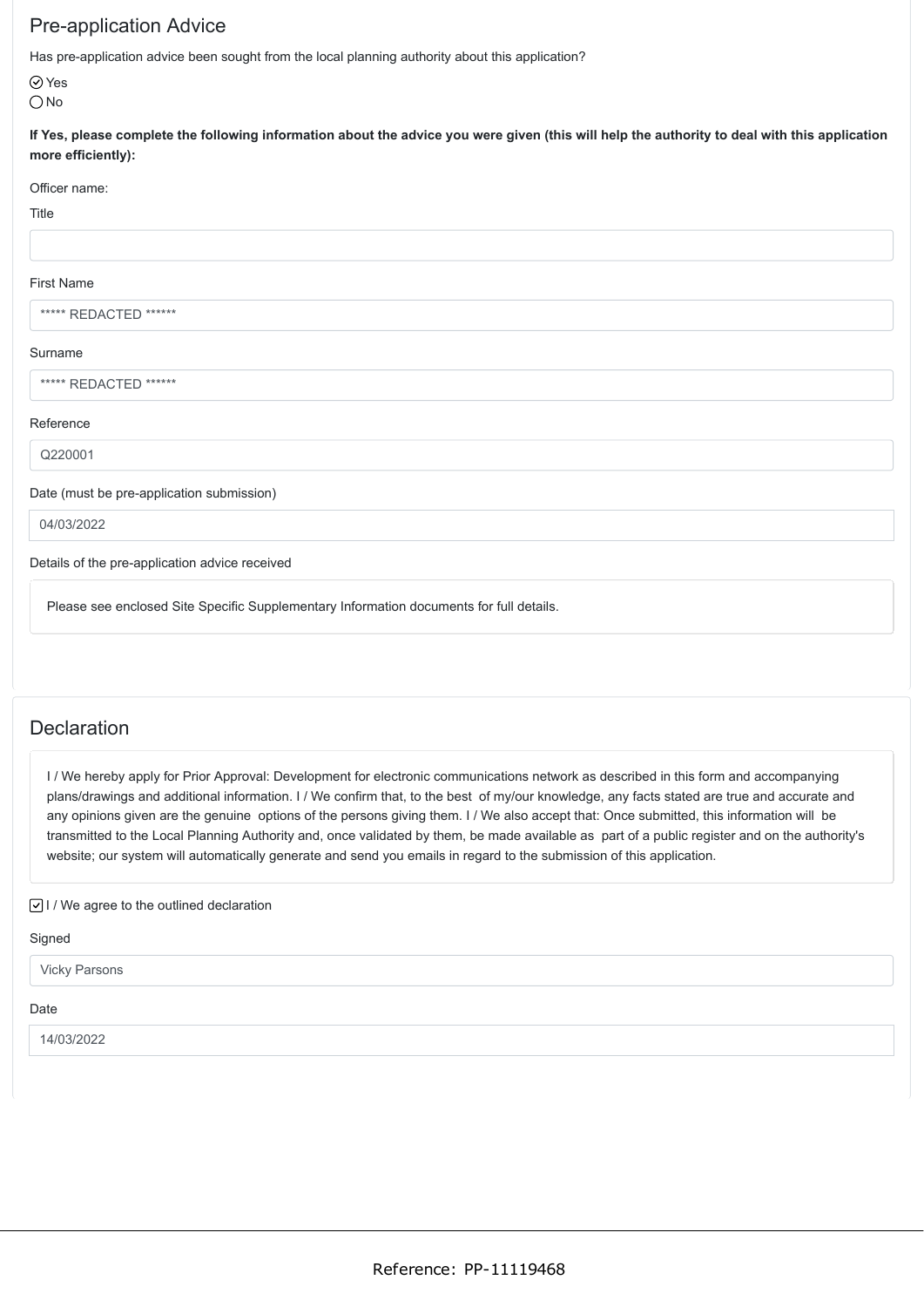## Pre-application Advice

Has pre-application advice been sought from the local planning authority about this application?

☑ Yes
◯ No

**If Yes, please complete the following information about the advice you were given (this will help the authority to deal with this application more efficiently):**

Officer name:

Title

First Name

***** REDACTED ******

Surname

***** REDACTED ******

Reference

Q220001

Date (must be pre-application submission)

04/03/2022

Details of the pre-application advice received

Please see enclosed Site Specific Supplementary Information documents for full details.

## Declaration

I / We hereby apply for Prior Approval: Development for electronic communications network as described in this form and accompanying plans/drawings and additional information. I / We confirm that, to the best of my/our knowledge, any facts stated are true and accurate and any opinions given are the genuine options of the persons giving them. I / We also accept that: Once submitted, this information will be transmitted to the Local Planning Authority and, once validated by them, be made available as part of a public register and on the authority's website; our system will automatically generate and send you emails in regard to the submission of this application.

☑ I / We agree to the outlined declaration

Signed

Vicky Parsons

Date

14/03/2022

Reference: PP-11119468